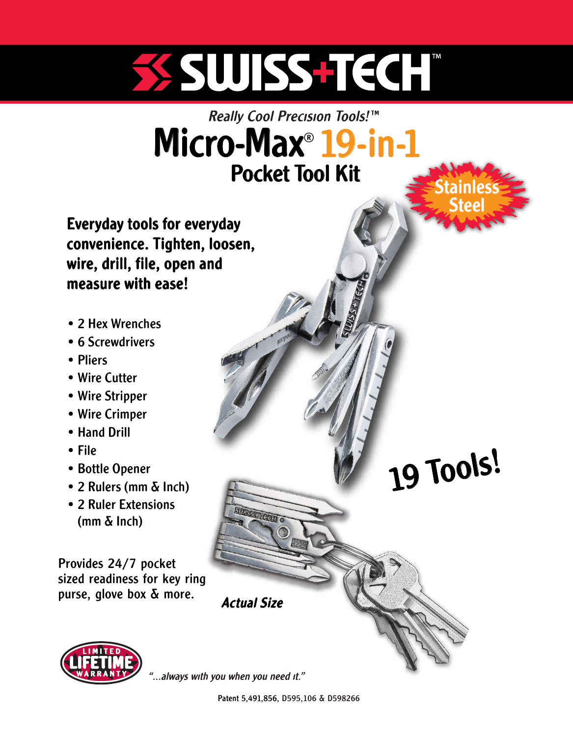# SWISS+TECH™

*Really Cool Precision Tools!™*

# Micro-Max® 19-in-1

## Pocket Tool Kit

**Stainless Steel**

**Everyday tools for everyday convenience. Tighten, loosen, wire, drill, file, open and measure with ease!**

- 2 Hex Wrenches
- 6 Screwdrivers
- Pliers
- Wire Cutter
- Wire Stripper
- Wire Crimper
- Hand Drill
- File
- Bottle Opener
- 2 Rulers (mm & Inch)
- 2 Ruler Extensions (mm & Inch)

**19 Tools!**

Provides 24/7 pocket sized readiness for key ring purse, glove box & more.

***Actual Size***

LIMITED LIFETIME WARRANTY

*"...always with you when you need it."*

Patent 5,491,856, D595,106 & D598266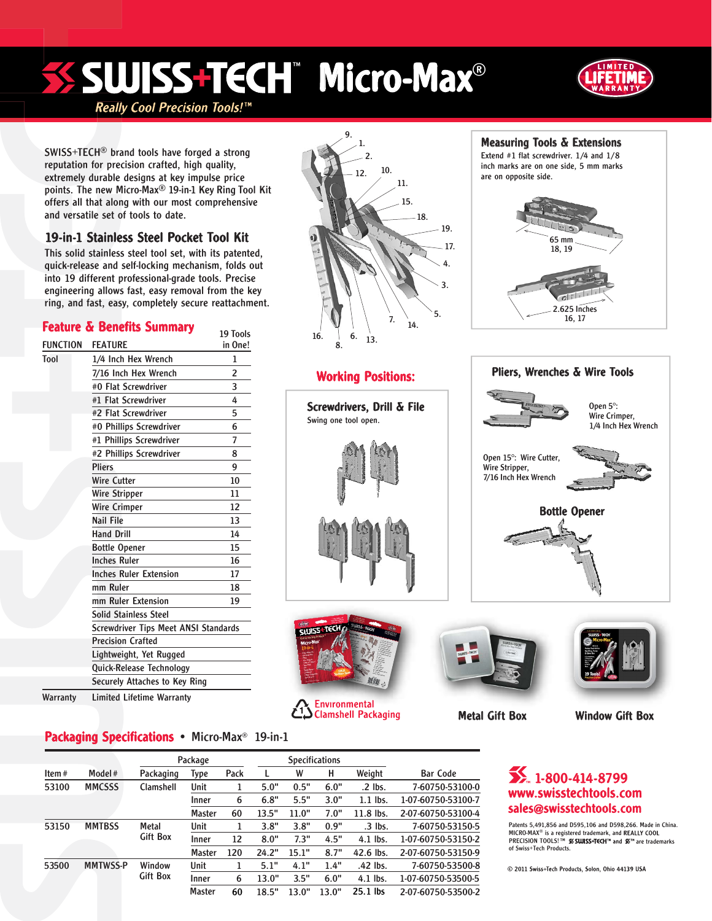# SWISS+TECH™ Micro-Max®

LIMITED LIFETIME WARRANTY

*Really Cool Precision Tools!™*

SWISS+TECH® brand tools have forged a strong reputation for precision crafted, high quality, extremely durable designs at key impulse price points. The new Micro-Max® 19-in-1 Key Ring Tool Kit offers all that along with our most comprehensive and versatile set of tools to date.

## 19-in-1 Stainless Steel Pocket Tool Kit

This solid stainless steel tool set, with its patented, quick-release and self-locking mechanism, folds out into 19 different professional-grade tools. Precision engineering allows fast, easy removal from the key ring, and fast, easy, completely secure reattachment.

## Feature & Benefits Summary

| FUNCTION | FEATURE | 19 Tools in One! |
|---|---|---|
| Tool | 1/4 Inch Hex Wrench | 1 |
| | 7/16 Inch Hex Wrench | 2 |
| | #0 Flat Screwdriver | 3 |
| | #1 Flat Screwdriver | 4 |
| | #2 Flat Screwdriver | 5 |
| | #0 Phillips Screwdriver | 6 |
| | #1 Phillips Screwdriver | 7 |
| | #2 Phillips Screwdriver | 8 |
| | Pliers | 9 |
| | Wire Cutter | 10 |
| | Wire Stripper | 11 |
| | Wire Crimper | 12 |
| | Nail File | 13 |
| | Hand Drill | 14 |
| | Bottle Opener | 15 |
| | Inches Ruler | 16 |
| | Inches Ruler Extension | 17 |
| | mm Ruler | 18 |
| | mm Ruler Extension | 19 |
| | Solid Stainless Steel | |
| | Screwdriver Tips Meet ANSI Standards | |
| | Precision Crafted | |
| | Lightweight, Yet Rugged | |
| | Quick-Release Technology | |
| | Securely Attaches to Key Ring | |
| Warranty | Limited Lifetime Warranty | |

9. 1. 2. 12. 10. 11. 15. 18. 19. 17. 4. 3. 5. 7. 14. 16. 6. 13. 8.

## Measuring Tools & Extensions

Extend #1 flat screwdriver. 1/4 and 1/8 inch marks are on one side, 5 mm marks are on opposite side.

65 mm
18, 19

2.625 Inches
16, 17

## Working Positions:

### Screwdrivers, Drill & File

Swing one tool open.

### Pliers, Wrenches & Wire Tools

Open 5°: Wire Crimper, 1/4 Inch Hex Wrench

Open 15°: Wire Cutter, Wire Stripper, 7/16 Inch Hex Wrench

### Bottle Opener

Environmental Clamshell Packaging

Metal Gift Box

Window Gift Box

## Packaging Specifications • Micro-Max® 19-in-1

| Item # | Model # | Packaging | Package Type | Pack | L | W | H | Weight | Bar Code |
|---|---|---|---|---|---|---|---|---|---|
| 53100 | MMCSSS | Clamshell | Unit | 1 | 5.0" | 0.5" | 6.0" | .2 lbs. | 7-60750-53100-0 |
| | | | Inner | 6 | 6.8" | 5.5" | 3.0" | 1.1 lbs. | 1-07-60750-53100-7 |
| | | | Master | 60 | 13.5" | 11.0" | 7.0" | 11.8 lbs. | 2-07-60750-53100-4 |
| 53150 | MMTBSS | Metal Gift Box | Unit | 1 | 3.8" | 3.8" | 0.9" | .3 lbs. | 7-60750-53150-5 |
| | | | Inner | 12 | 8.0" | 7.3" | 4.5" | 4.1 lbs. | 1-07-60750-53150-2 |
| | | | Master | 120 | 24.2" | 15.1" | 8.7" | 42.6 lbs. | 2-07-60750-53150-9 |
| 53500 | MMTWSS-P | Window Gift Box | Unit | 1 | 5.1" | 4.1" | 1.4" | .42 lbs. | 7-60750-53500-8 |
| | | | Inner | 6 | 13.0" | 3.5" | 6.0" | 4.1 lbs. | 1-07-60750-53500-5 |
| | | | Master | 60 | 18.5" | 13.0" | 13.0" | 25.1 lbs | 2-07-60750-53500-2 |

**1-800-414-8799**
**www.swisstechtools.com**
**sales@swisstechtools.com**

Patents 5,491,856 and D595,106 and D598,266. Made in China. MICRO-MAX® is a registered trademark, and REALLY COOL PRECISION TOOLS!™ SWISS+TECH™ and ™ are trademarks of Swiss+Tech Products.

© 2011 Swiss+Tech Products, Solon, Ohio 44139 USA